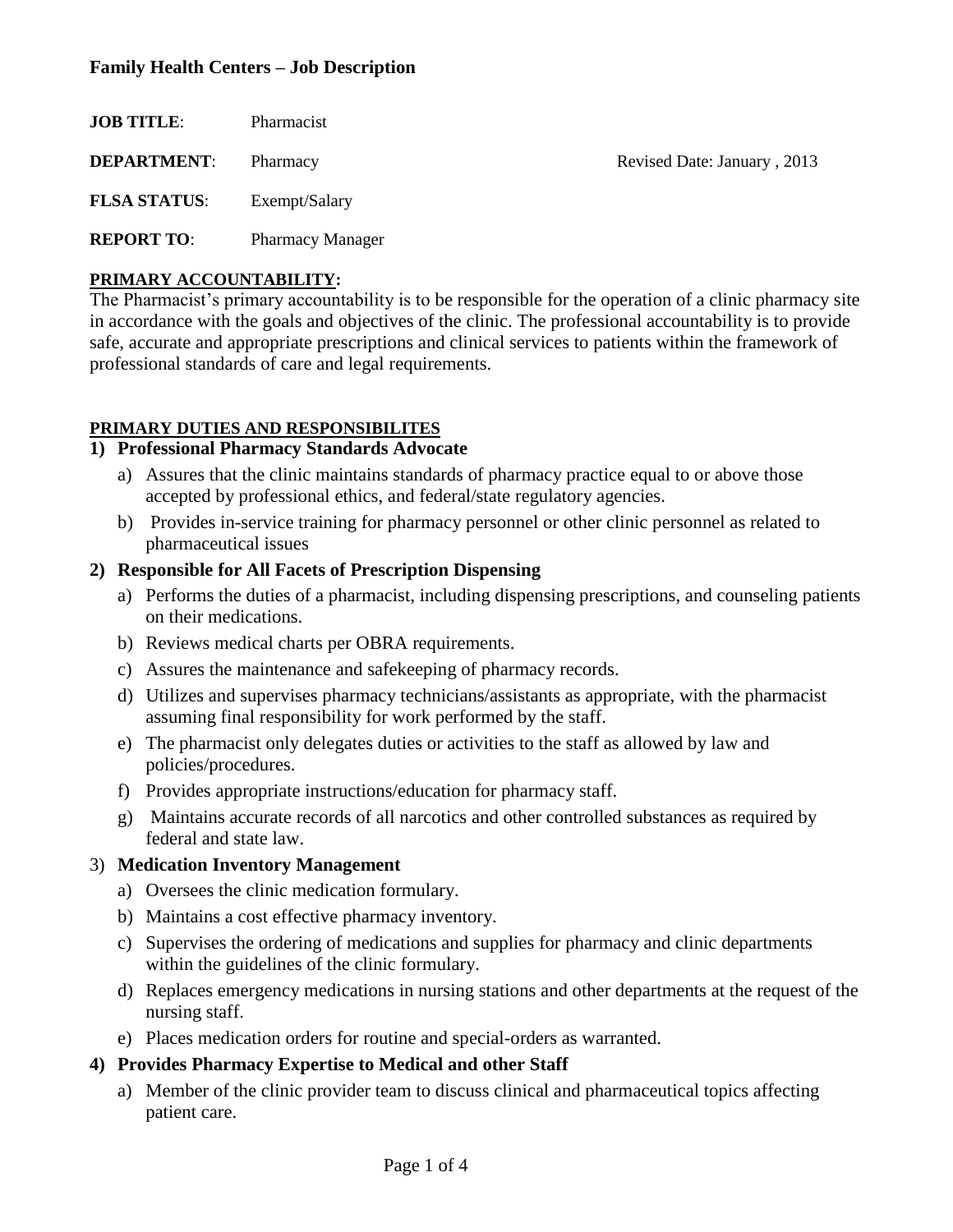# Family Health Centers – Job Description

**JOB TITLE**: Pharmacist

**DEPARTMENT**: Pharmacy — Revised Date: January , 2013

**FLSA STATUS**: Exempt/Salary

**REPORT TO**: Pharmacy Manager

## PRIMARY ACCOUNTABILITY:

The Pharmacist's primary accountability is to be responsible for the operation of a clinic pharmacy site in accordance with the goals and objectives of the clinic. The professional accountability is to provide safe, accurate and appropriate prescriptions and clinical services to patients within the framework of professional standards of care and legal requirements.

## PRIMARY DUTIES AND RESPONSIBILITES

1) **Professional Pharmacy Standards Advocate**
   a) Assures that the clinic maintains standards of pharmacy practice equal to or above those accepted by professional ethics, and federal/state regulatory agencies.
   b) Provides in-service training for pharmacy personnel or other clinic personnel as related to pharmaceutical issues

2) **Responsible for All Facets of Prescription Dispensing**
   a) Performs the duties of a pharmacist, including dispensing prescriptions, and counseling patients on their medications.
   b) Reviews medical charts per OBRA requirements.
   c) Assures the maintenance and safekeeping of pharmacy records.
   d) Utilizes and supervises pharmacy technicians/assistants as appropriate, with the pharmacist assuming final responsibility for work performed by the staff.
   e) The pharmacist only delegates duties or activities to the staff as allowed by law and policies/procedures.
   f) Provides appropriate instructions/education for pharmacy staff.
   g) Maintains accurate records of all narcotics and other controlled substances as required by federal and state law.

3) **Medication Inventory Management**
   a) Oversees the clinic medication formulary.
   b) Maintains a cost effective pharmacy inventory.
   c) Supervises the ordering of medications and supplies for pharmacy and clinic departments within the guidelines of the clinic formulary.
   d) Replaces emergency medications in nursing stations and other departments at the request of the nursing staff.
   e) Places medication orders for routine and special-orders as warranted.

4) **Provides Pharmacy Expertise to Medical and other Staff**
   a) Member of the clinic provider team to discuss clinical and pharmaceutical topics affecting patient care.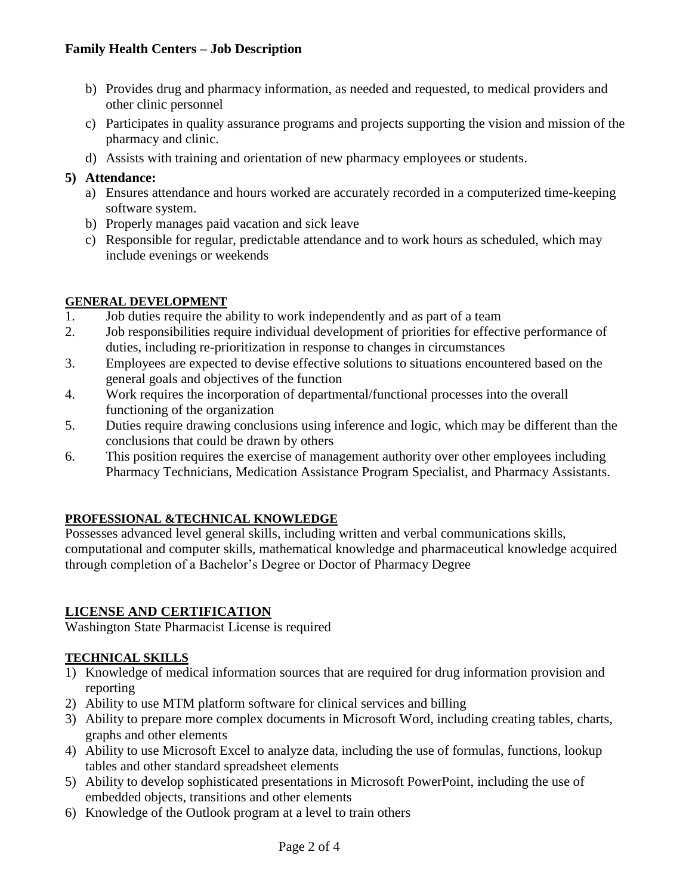b) Provides drug and pharmacy information, as needed and requested, to medical providers and other clinic personnel

c) Participates in quality assurance programs and projects supporting the vision and mission of the pharmacy and clinic.

d) Assists with training and orientation of new pharmacy employees or students.

**5) Attendance:**

a) Ensures attendance and hours worked are accurately recorded in a computerized time-keeping software system.

b) Properly manages paid vacation and sick leave

c) Responsible for regular, predictable attendance and to work hours as scheduled, which may include evenings or weekends

## GENERAL DEVELOPMENT

1. Job duties require the ability to work independently and as part of a team
2. Job responsibilities require individual development of priorities for effective performance of duties, including re-prioritization in response to changes in circumstances
3. Employees are expected to devise effective solutions to situations encountered based on the general goals and objectives of the function
4. Work requires the incorporation of departmental/functional processes into the overall functioning of the organization
5. Duties require drawing conclusions using inference and logic, which may be different than the conclusions that could be drawn by others
6. This position requires the exercise of management authority over other employees including Pharmacy Technicians, Medication Assistance Program Specialist, and Pharmacy Assistants.

## PROFESSIONAL &TECHNICAL KNOWLEDGE

Possesses advanced level general skills, including written and verbal communications skills, computational and computer skills, mathematical knowledge and pharmaceutical knowledge acquired through completion of a Bachelor's Degree or Doctor of Pharmacy Degree

## LICENSE AND CERTIFICATION

Washington State Pharmacist License is required

## TECHNICAL SKILLS

1) Knowledge of medical information sources that are required for drug information provision and reporting
2) Ability to use MTM platform software for clinical services and billing
3) Ability to prepare more complex documents in Microsoft Word, including creating tables, charts, graphs and other elements
4) Ability to use Microsoft Excel to analyze data, including the use of formulas, functions, lookup tables and other standard spreadsheet elements
5) Ability to develop sophisticated presentations in Microsoft PowerPoint, including the use of embedded objects, transitions and other elements
6) Knowledge of the Outlook program at a level to train others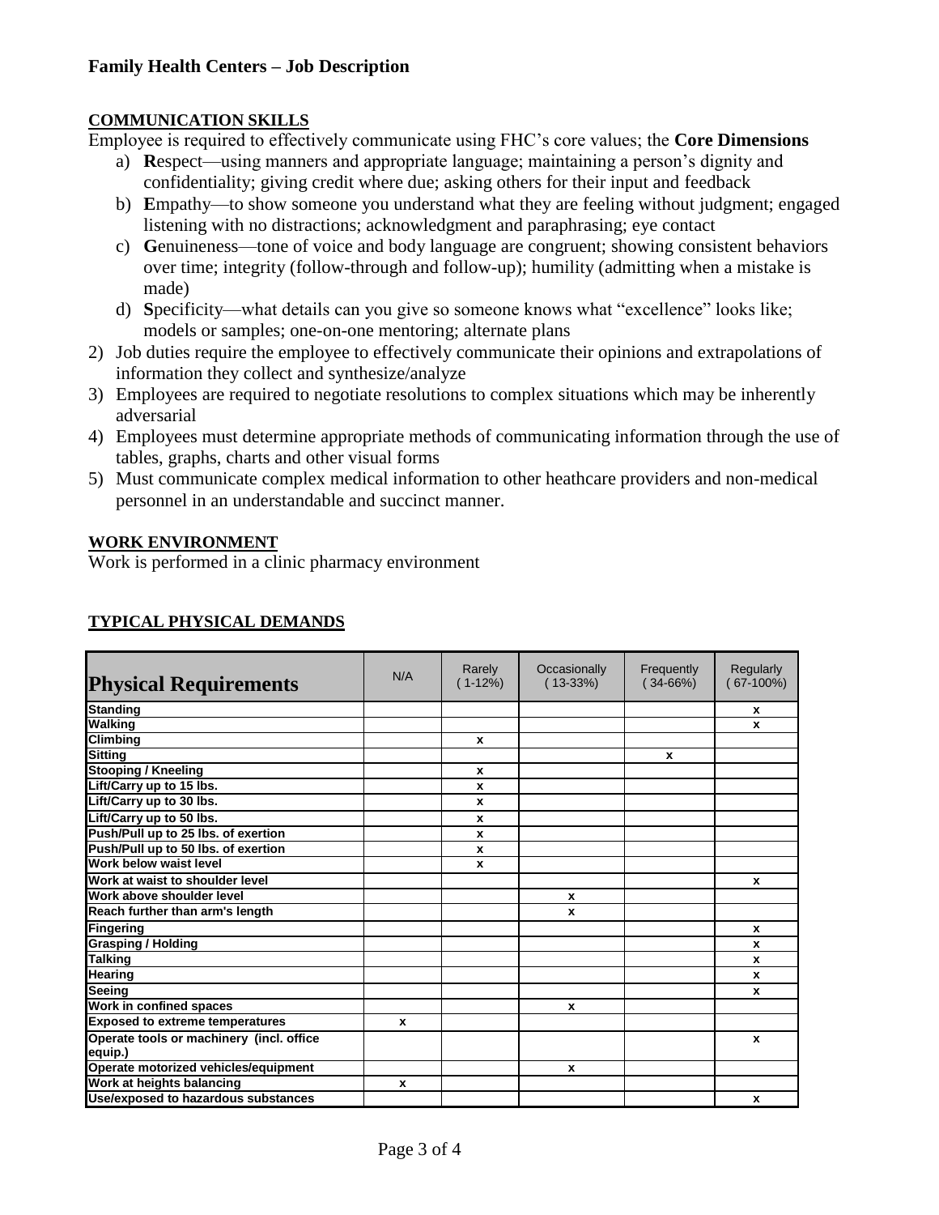## COMMUNICATION SKILLS

Employee is required to effectively communicate using FHC's core values; the **Core Dimensions**

a) **R**espect—using manners and appropriate language; maintaining a person's dignity and confidentiality; giving credit where due; asking others for their input and feedback
b) **E**mpathy—to show someone you understand what they are feeling without judgment; engaged listening with no distractions; acknowledgment and paraphrasing; eye contact
c) **G**enuineness—tone of voice and body language are congruent; showing consistent behaviors over time; integrity (follow-through and follow-up); humility (admitting when a mistake is made)
d) **S**pecificity—what details can you give so someone knows what "excellence" looks like; models or samples; one-on-one mentoring; alternate plans

2) Job duties require the employee to effectively communicate their opinions and extrapolations of information they collect and synthesize/analyze
3) Employees are required to negotiate resolutions to complex situations which may be inherently adversarial
4) Employees must determine appropriate methods of communicating information through the use of tables, graphs, charts and other visual forms
5) Must communicate complex medical information to other heathcare providers and non-medical personnel in an understandable and succinct manner.

## WORK ENVIRONMENT

Work is performed in a clinic pharmacy environment

## TYPICAL PHYSICAL DEMANDS

| Physical Requirements | N/A | Rarely (1-12%) | Occasionally (13-33%) | Frequently (34-66%) | Regularly (67-100%) |
|---|---|---|---|---|---|
| Standing | | | | | x |
| Walking | | | | | x |
| Climbing | | x | | | |
| Sitting | | | | x | |
| Stooping / Kneeling | | x | | | |
| Lift/Carry up to 15 lbs. | | x | | | |
| Lift/Carry up to 30 lbs. | | x | | | |
| Lift/Carry up to 50 lbs. | | x | | | |
| Push/Pull up to 25 lbs. of exertion | | x | | | |
| Push/Pull up to 50 lbs. of exertion | | x | | | |
| Work below waist level | | x | | | |
| Work at waist to shoulder level | | | | | x |
| Work above shoulder level | | | x | | |
| Reach further than arm's length | | | x | | |
| Fingering | | | | | x |
| Grasping / Holding | | | | | x |
| Talking | | | | | x |
| Hearing | | | | | x |
| Seeing | | | | | x |
| Work in confined spaces | | | x | | |
| Exposed to extreme temperatures | x | | | | |
| Operate tools or machinery (incl. office equip.) | | | | | x |
| Operate motorized vehicles/equipment | | | x | | |
| Work at heights balancing | x | | | | |
| Use/exposed to hazardous substances | | | | | x |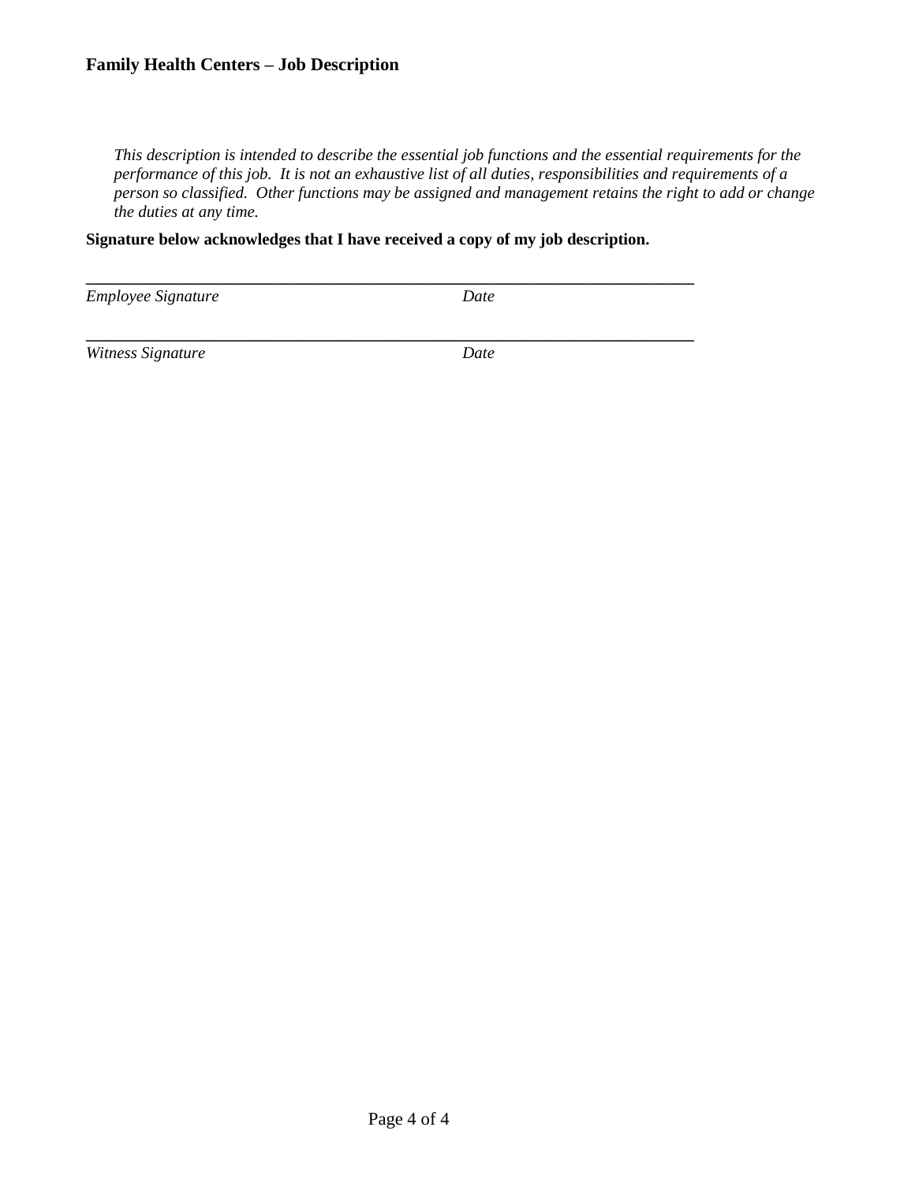*This description is intended to describe the essential job functions and the essential requirements for the performance of this job. It is not an exhaustive list of all duties, responsibilities and requirements of a person so classified. Other functions may be assigned and management retains the right to add or change the duties at any time.*

**Signature below acknowledges that I have received a copy of my job description.**

______________________________________________________________________________

*Employee Signature* *Date*

______________________________________________________________________________

*Witness Signature* *Date*